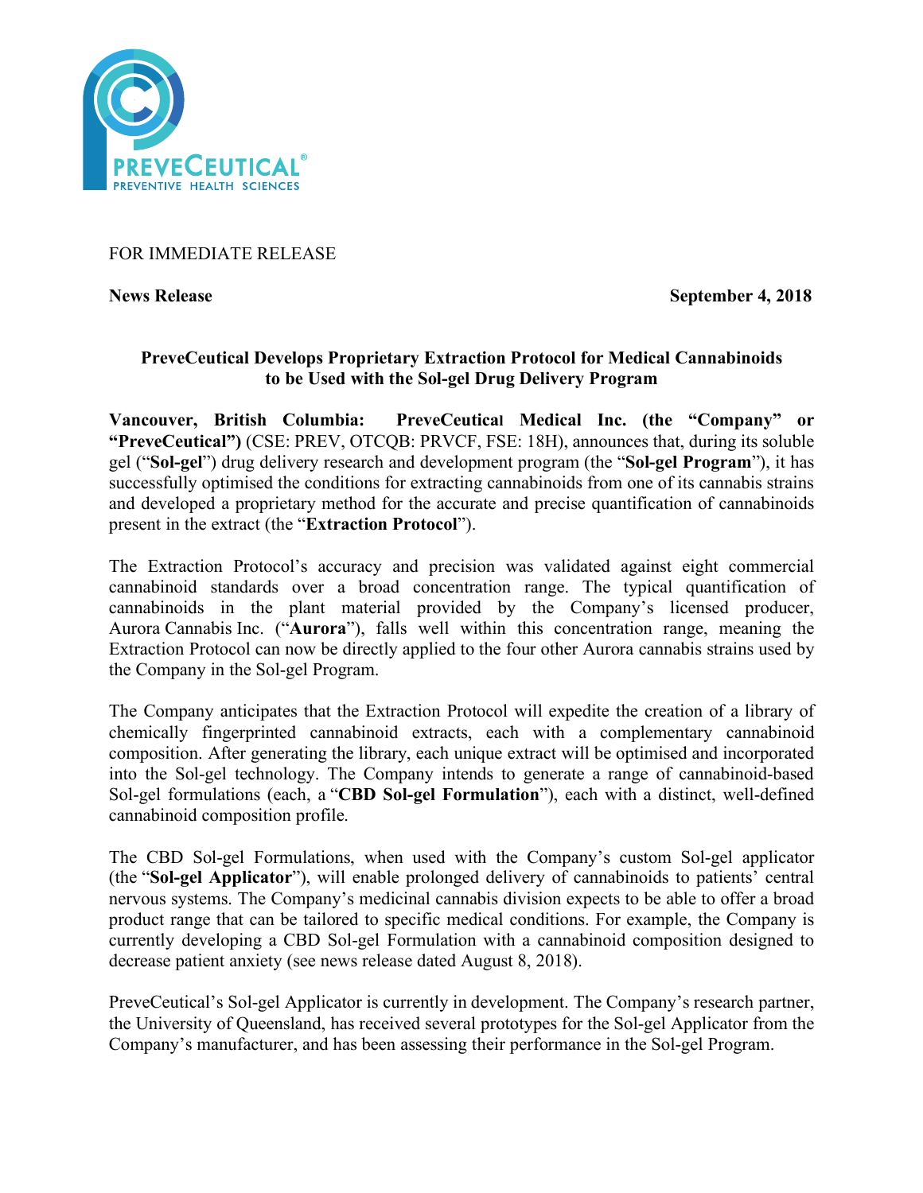FOR IMMEDIATE RELEASE

**News Release** **September 4, 2018**

**PreveCeutical Develops Proprietary Extraction Protocol for Medical Cannabinoids to be Used with the Sol-gel Drug Delivery Program**

**Vancouver, British Columbia: PreveCeutical Medical Inc. (the "Company" or "PreveCeutical")** (CSE: PREV, OTCQB: PRVCF, FSE: 18H), announces that, during its soluble gel ("**Sol-gel**") drug delivery research and development program (the "**Sol-gel Program**"), it has successfully optimised the conditions for extracting cannabinoids from one of its cannabis strains and developed a proprietary method for the accurate and precise quantification of cannabinoids present in the extract (the "**Extraction Protocol**").

The Extraction Protocol's accuracy and precision was validated against eight commercial cannabinoid standards over a broad concentration range. The typical quantification of cannabinoids in the plant material provided by the Company's licensed producer, Aurora Cannabis Inc. ("**Aurora**"), falls well within this concentration range, meaning the Extraction Protocol can now be directly applied to the four other Aurora cannabis strains used by the Company in the Sol-gel Program.

The Company anticipates that the Extraction Protocol will expedite the creation of a library of chemically fingerprinted cannabinoid extracts, each with a complementary cannabinoid composition. After generating the library, each unique extract will be optimised and incorporated into the Sol-gel technology. The Company intends to generate a range of cannabinoid-based Sol-gel formulations (each, a "**CBD Sol-gel Formulation**"), each with a distinct, well-defined cannabinoid composition profile.

The CBD Sol-gel Formulations, when used with the Company's custom Sol-gel applicator (the "**Sol-gel Applicator**"), will enable prolonged delivery of cannabinoids to patients' central nervous systems. The Company's medicinal cannabis division expects to be able to offer a broad product range that can be tailored to specific medical conditions. For example, the Company is currently developing a CBD Sol-gel Formulation with a cannabinoid composition designed to decrease patient anxiety (see news release dated August 8, 2018).

PreveCeutical's Sol-gel Applicator is currently in development. The Company's research partner, the University of Queensland, has received several prototypes for the Sol-gel Applicator from the Company's manufacturer, and has been assessing their performance in the Sol-gel Program.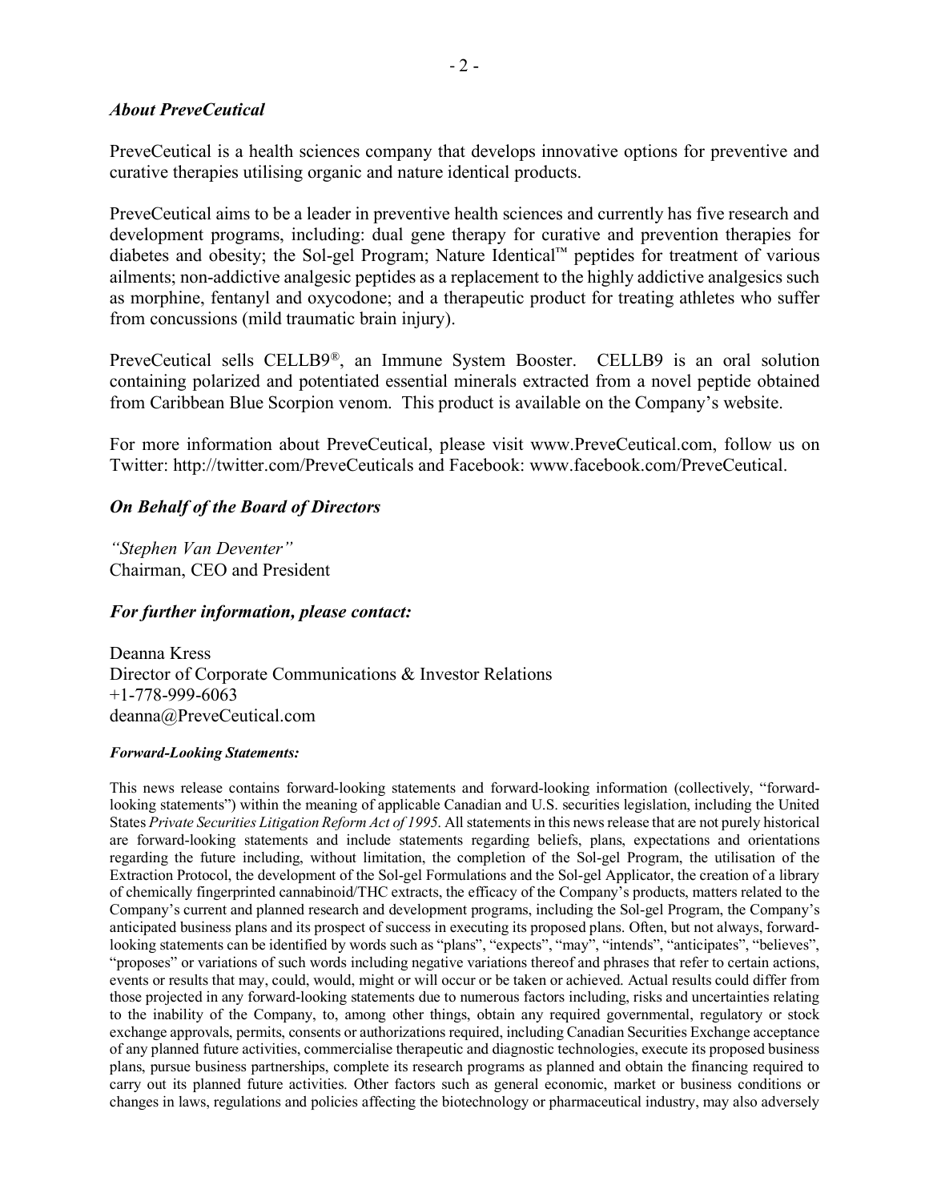### *About PreveCeutical*

PreveCeutical is a health sciences company that develops innovative options for preventive and curative therapies utilising organic and nature identical products.

PreveCeutical aims to be a leader in preventive health sciences and currently has five research and development programs, including: dual gene therapy for curative and prevention therapies for diabetes and obesity; the Sol-gel Program; Nature Identical™ peptides for treatment of various ailments; non-addictive analgesic peptides as a replacement to the highly addictive analgesics such as morphine, fentanyl and oxycodone; and a therapeutic product for treating athletes who suffer from concussions (mild traumatic brain injury).

PreveCeutical sells CELLB9®, an Immune System Booster. CELLB9 is an oral solution containing polarized and potentiated essential minerals extracted from a novel peptide obtained from Caribbean Blue Scorpion venom. This product is available on the Company's website.

For more information about PreveCeutical, please visit www.PreveCeutical.com, follow us on Twitter: http://twitter.com/PreveCeuticals and Facebook: www.facebook.com/PreveCeutical.

### *On Behalf of the Board of Directors*

*"Stephen Van Deventer"*
Chairman, CEO and President

### *For further information, please contact:*

Deanna Kress
Director of Corporate Communications & Investor Relations
+1-778-999-6063
deanna@PreveCeutical.com

***Forward-Looking Statements:***

This news release contains forward-looking statements and forward-looking information (collectively, "forward-looking statements") within the meaning of applicable Canadian and U.S. securities legislation, including the United States *Private Securities Litigation Reform Act of 1995*. All statements in this news release that are not purely historical are forward-looking statements and include statements regarding beliefs, plans, expectations and orientations regarding the future including, without limitation, the completion of the Sol-gel Program, the utilisation of the Extraction Protocol, the development of the Sol-gel Formulations and the Sol-gel Applicator, the creation of a library of chemically fingerprinted cannabinoid/THC extracts, the efficacy of the Company's products, matters related to the Company's current and planned research and development programs, including the Sol-gel Program, the Company's anticipated business plans and its prospect of success in executing its proposed plans. Often, but not always, forward-looking statements can be identified by words such as "plans", "expects", "may", "intends", "anticipates", "believes", "proposes" or variations of such words including negative variations thereof and phrases that refer to certain actions, events or results that may, could, would, might or will occur or be taken or achieved. Actual results could differ from those projected in any forward-looking statements due to numerous factors including, risks and uncertainties relating to the inability of the Company, to, among other things, obtain any required governmental, regulatory or stock exchange approvals, permits, consents or authorizations required, including Canadian Securities Exchange acceptance of any planned future activities, commercialise therapeutic and diagnostic technologies, execute its proposed business plans, pursue business partnerships, complete its research programs as planned and obtain the financing required to carry out its planned future activities. Other factors such as general economic, market or business conditions or changes in laws, regulations and policies affecting the biotechnology or pharmaceutical industry, may also adversely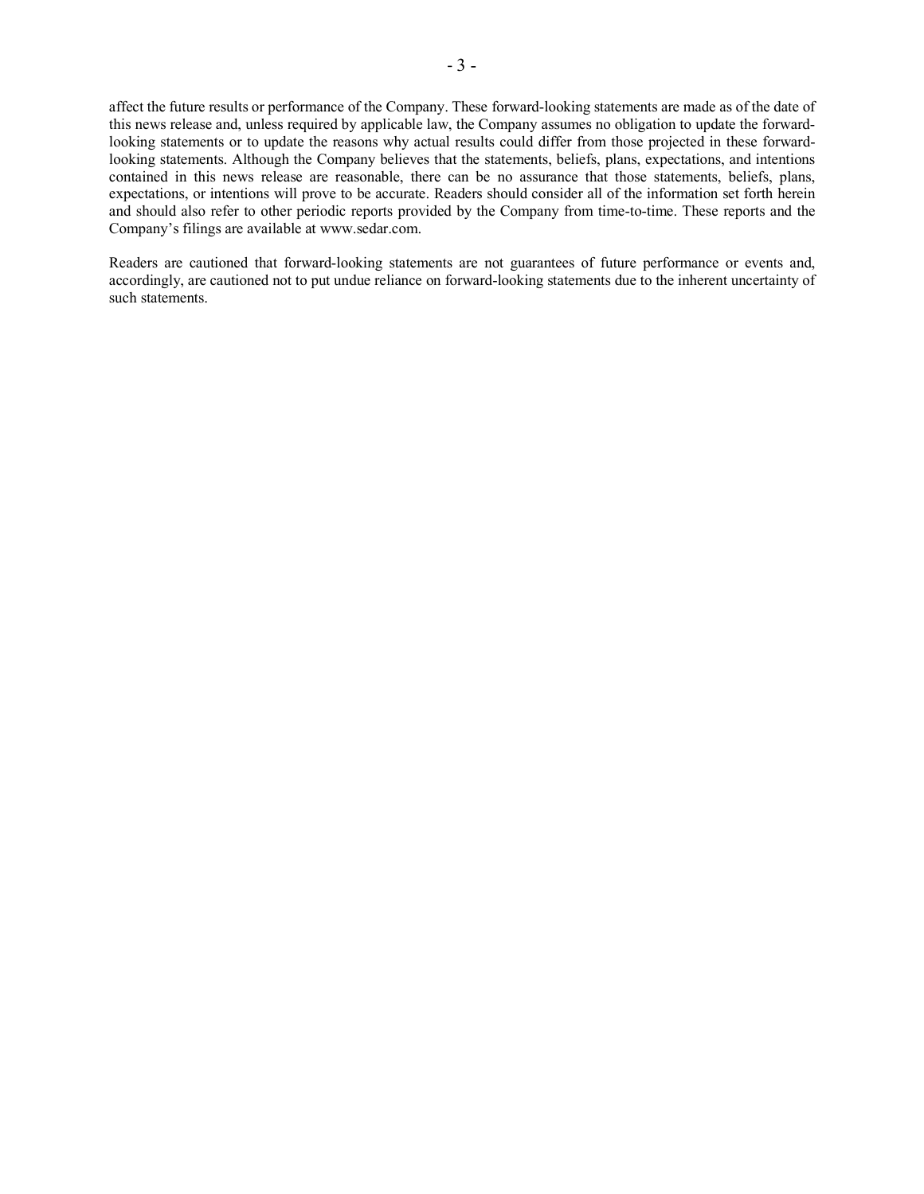affect the future results or performance of the Company. These forward-looking statements are made as of the date of this news release and, unless required by applicable law, the Company assumes no obligation to update the forward-looking statements or to update the reasons why actual results could differ from those projected in these forward-looking statements. Although the Company believes that the statements, beliefs, plans, expectations, and intentions contained in this news release are reasonable, there can be no assurance that those statements, beliefs, plans, expectations, or intentions will prove to be accurate. Readers should consider all of the information set forth herein and should also refer to other periodic reports provided by the Company from time-to-time. These reports and the Company's filings are available at www.sedar.com.

Readers are cautioned that forward-looking statements are not guarantees of future performance or events and, accordingly, are cautioned not to put undue reliance on forward-looking statements due to the inherent uncertainty of such statements.